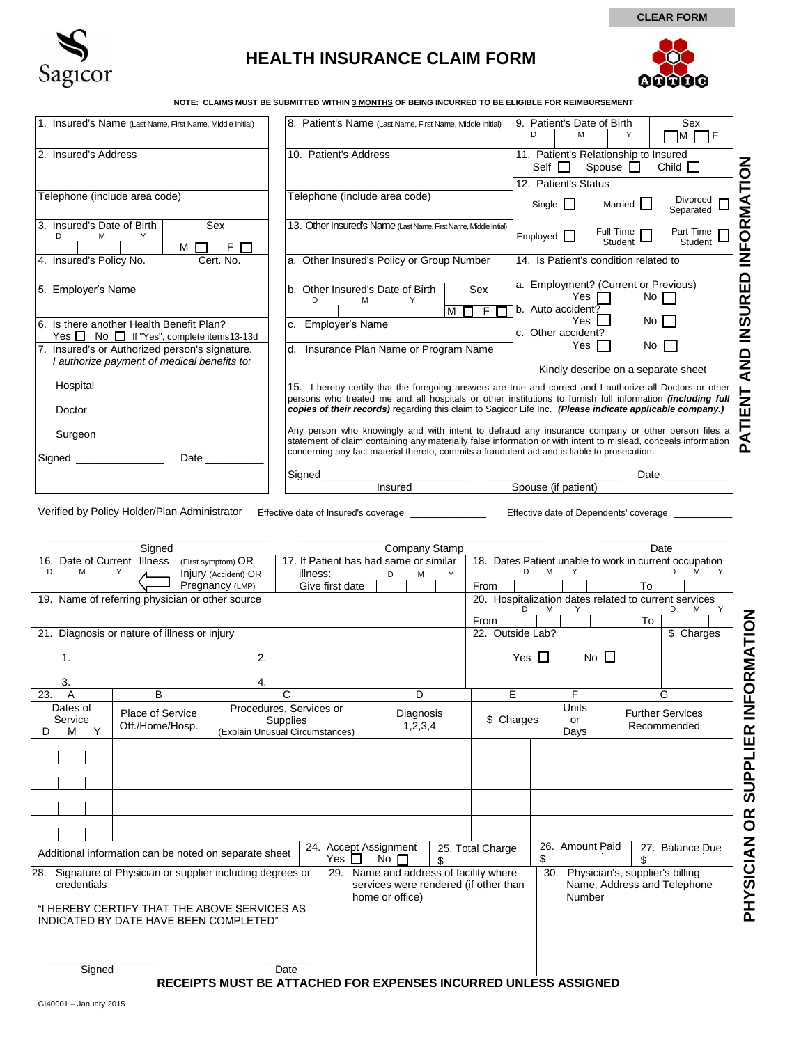CLEAR FORM

Sagicor

# HEALTH INSURANCE CLAIM FORM

ATTIC

**NOTE: CLAIMS MUST BE SUBMITTED WITHIN 3 MONTHS OF BEING INCURRED TO BE ELIGIBLE FOR REIMBURSEMENT**

## PATIENT AND INSURED INFORMATION

1. Insured's Name (Last Name, First Name, Middle Initial)

2. Insured's Address

Telephone (include area code)

3. Insured's Date of Birth D M Y — Sex M ☐ F ☐

4. Insured's Policy No. — Cert. No.

5. Employer's Name

6. Is there another Health Benefit Plan? Yes ☐ No ☐ If "Yes", complete items13-13d

7. Insured's or Authorized person's signature.
*I authorize payment of medical benefits to:*

Hospital

Doctor

Surgeon

Signed ______________ Date ____________

8. Patient's Name (Last Name, First Name, Middle Initial)

9. Patient's Date of Birth D M Y — Sex ☐M ☐F

10. Patient's Address

Telephone (include area code)

11. Patient's Relationship to Insured: Self ☐ Spouse ☐ Child ☐

12. Patient's Status: Single ☐ Married ☐ Divorced Separated ☐ Employed ☐ Full-Time Student ☐ Part-Time Student ☐

13. Other Insured's Name (Last Name, First Name, Middle Initial)

a. Other Insured's Policy or Group Number

b. Other Insured's Date of Birth D M Y — Sex M ☐ F ☐

c. Employer's Name

d. Insurance Plan Name or Program Name

14. Is Patient's condition related to

a. Employment? (Current or Previous) Yes ☐ No ☐

b. Auto accident? Yes ☐ No ☐

c. Other accident? Yes ☐ No ☐

Kindly describe on a separate sheet

15. I hereby certify that the foregoing answers are true and correct and I authorize all Doctors or other persons who treated me and all hospitals or other institutions to furnish full information ***(including full copies of their records)*** regarding this claim to Sagicor Life Inc. ***(Please indicate applicable company.)***

Any person who knowingly and with intent to defraud any insurance company or other person files a statement of claim containing any materially false information or with intent to mislead, conceals information concerning any fact material thereto, commits a fraudulent act and is liable to prosecution.

Signed ____________________ ____________________ Date __________
Insured — Spouse (if patient)

Verified by Policy Holder/Plan Administrator — Effective date of Insured's coverage ____________ — Effective date of Dependents' coverage __________

____________________ ____________________ ____________________
Signed — Company Stamp — Date

## PHYSICIAN OR SUPPLIER INFORMATION

16. Date of Current Illness (First symptom) OR Injury (Accident) OR Pregnancy (LMP) — D M Y

17. If Patient has had same or similar illness: Give first date — D M Y

18. Dates Patient unable to work in current occupation — From D M Y To D M Y

19. Name of referring physician or other source

20. Hospitalization dates related to current services — From D M Y To D M Y

21. Diagnosis or nature of illness or injury

1. 2.

3. 4.

22. Outside Lab? Yes ☐ No ☐ — $ Charges

| 23. A Dates of Service D M Y | B Place of Service Off./Home/Hosp. | C Procedures, Services or Supplies (Explain Unusual Circumstances) | D Diagnosis 1,2,3,4 | E $ Charges | F Units or Days | G Further Services Recommended |
|---|---|---|---|---|---|---|
| | | | | | | |
| | | | | | | |
| | | | | | | |
| | | | | | | |

Additional information can be noted on separate sheet

24. Accept Assignment Yes ☐ No ☐

25. Total Charge $

26. Amount Paid $

27. Balance Due $

28. Signature of Physician or supplier including degrees or credentials

"I HEREBY CERTIFY THAT THE ABOVE SERVICES AS INDICATED BY DATE HAVE BEEN COMPLETED"

____________________ ____________
Signed — Date

29. Name and address of facility where services were rendered (if other than home or office)

30. Physician's, supplier's billing Name, Address and Telephone Number

**RECEIPTS MUST BE ATTACHED FOR EXPENSES INCURRED UNLESS ASSIGNED**

GI40001 – January 2015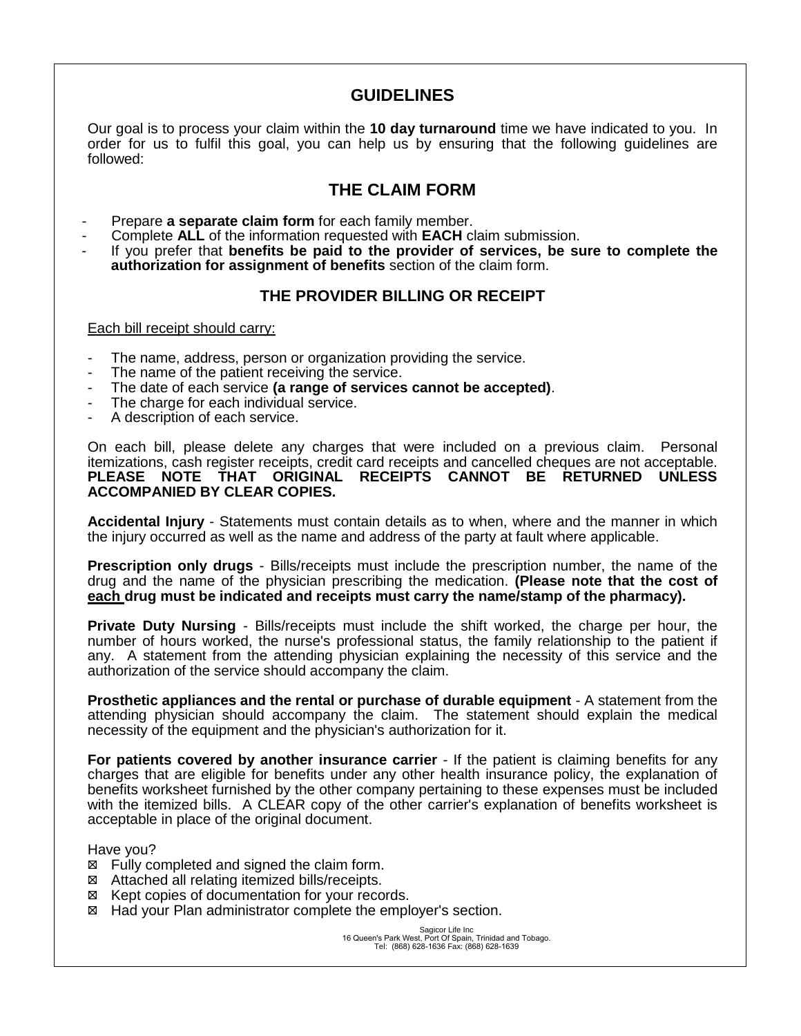# GUIDELINES

Our goal is to process your claim within the **10 day turnaround** time we have indicated to you. In order for us to fulfil this goal, you can help us by ensuring that the following guidelines are followed:

## THE CLAIM FORM

- Prepare **a separate claim form** for each family member.
- Complete **ALL** of the information requested with **EACH** claim submission.
- If you prefer that **benefits be paid to the provider of services, be sure to complete the authorization for assignment of benefits** section of the claim form.

## THE PROVIDER BILLING OR RECEIPT

<u>Each bill receipt should carry:</u>

- The name, address, person or organization providing the service.
- The name of the patient receiving the service.
- The date of each service **(a range of services cannot be accepted)**.
- The charge for each individual service.
- A description of each service.

On each bill, please delete any charges that were included on a previous claim. Personal itemizations, cash register receipts, credit card receipts and cancelled cheques are not acceptable. **PLEASE NOTE THAT ORIGINAL RECEIPTS CANNOT BE RETURNED UNLESS ACCOMPANIED BY CLEAR COPIES.**

**Accidental Injury** - Statements must contain details as to when, where and the manner in which the injury occurred as well as the name and address of the party at fault where applicable.

**Prescription only drugs** - Bills/receipts must include the prescription number, the name of the drug and the name of the physician prescribing the medication. **(Please note that the cost of <u>each</u> drug must be indicated and receipts must carry the name/stamp of the pharmacy).**

**Private Duty Nursing** - Bills/receipts must include the shift worked, the charge per hour, the number of hours worked, the nurse's professional status, the family relationship to the patient if any. A statement from the attending physician explaining the necessity of this service and the authorization of the service should accompany the claim.

**Prosthetic appliances and the rental or purchase of durable equipment** - A statement from the attending physician should accompany the claim. The statement should explain the medical necessity of the equipment and the physician's authorization for it.

**For patients covered by another insurance carrier** - If the patient is claiming benefits for any charges that are eligible for benefits under any other health insurance policy, the explanation of benefits worksheet furnished by the other company pertaining to these expenses must be included with the itemized bills. A CLEAR copy of the other carrier's explanation of benefits worksheet is acceptable in place of the original document.

Have you?

- ☒ Fully completed and signed the claim form.
- ☒ Attached all relating itemized bills/receipts.
- ☒ Kept copies of documentation for your records.
- ☒ Had your Plan administrator complete the employer's section.

Sagicor Life Inc
16 Queen's Park West, Port Of Spain, Trinidad and Tobago.
Tel: (868) 628-1636 Fax: (868) 628-1639